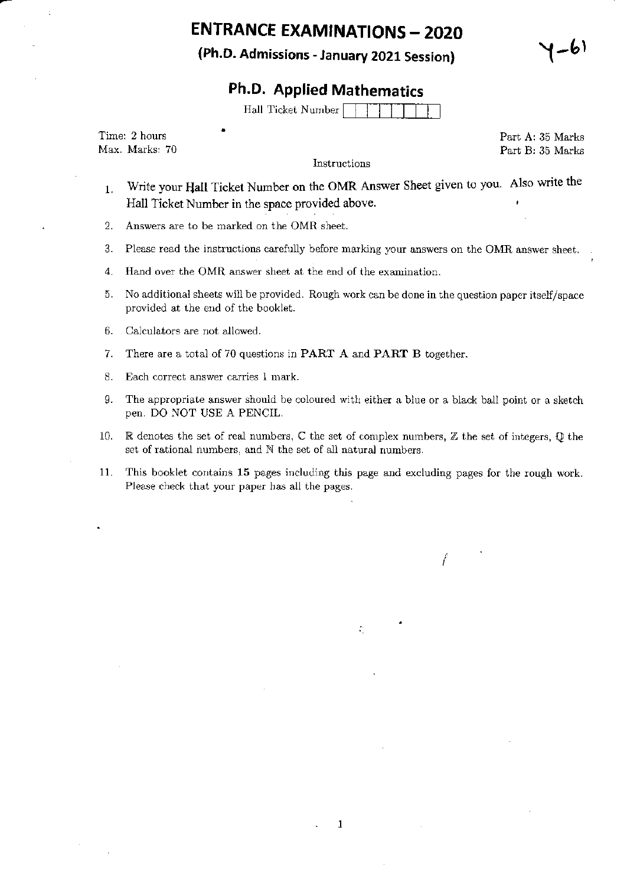# ENTRANCE EXAMINATIONS – 2020

## (Ph.D. Admissions - January 2021 Session)

Y-61

## Ph.D. Applied Mathematics

Hall Ticket Number

Time: 2 hours
Max. Marks: 70

Part A: 35 Marks
Part B: 35 Marks

Instructions

1. Write your Hall Ticket Number on the OMR Answer Sheet given to you. Also write the Hall Ticket Number in the space provided above.
2. Answers are to be marked on the OMR sheet.
3. Please read the instructions carefully before marking your answers on the OMR answer sheet.
4. Hand over the OMR answer sheet at the end of the examination.
5. No additional sheets will be provided. Rough work can be done in the question paper itself/space provided at the end of the booklet.
6. Calculators are not allowed.
7. There are a total of 70 questions in **PART A** and **PART B** together.
8. Each correct answer carries 1 mark.
9. The appropriate answer should be coloured with either a blue or a black ball point or a sketch pen. DO NOT USE A PENCIL.
10. $\mathbb{R}$ denotes the set of real numbers, $\mathbb{C}$ the set of complex numbers, $\mathbb{Z}$ the set of integers, $\mathbb{Q}$ the set of rational numbers, and $\mathbb{N}$ the set of all natural numbers.
11. This booklet contains **15** pages including this page and excluding pages for the rough work. Please check that your paper has all the pages.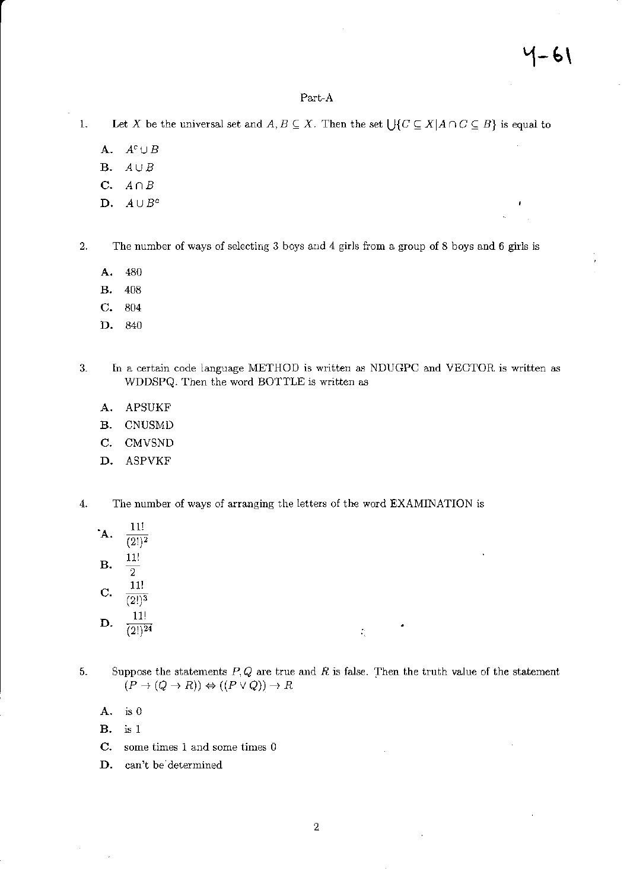# Part-A

1. Let $X$ be the universal set and $A, B \subseteq X$. Then the set $\bigcup\{C \subseteq X | A \cap C \subseteq B\}$ is equal to

   **A.** $A^c \cup B$

   **B.** $A \cup B$

   **C.** $A \cap B$

   **D.** $A \cup B^c$

2. The number of ways of selecting 3 boys and 4 girls from a group of 8 boys and 6 girls is

   **A.** 480

   **B.** 408

   **C.** 804

   **D.** 840

3. In a certain code language METHOD is written as NDUGPC and VECTOR is written as WDDSPQ. Then the word BOTTLE is written as

   **A.** APSUKF

   **B.** CNUSMD

   **C.** CMVSND

   **D.** ASPVKF

4. The number of ways of arranging the letters of the word EXAMINATION is

   **A.** $\frac{11!}{(2!)^2}$

   **B.** $\frac{11!}{2}$

   **C.** $\frac{11!}{(2!)^3}$

   **D.** $\frac{11!}{(2!)^{24}}$

5. Suppose the statements $P, Q$ are true and $R$ is false. Then the truth value of the statement $(P \rightarrow (Q \rightarrow R)) \Leftrightarrow ((P \vee Q)) \rightarrow R$

   **A.** is 0

   **B.** is 1

   **C.** some times 1 and some times 0

   **D.** can't be determined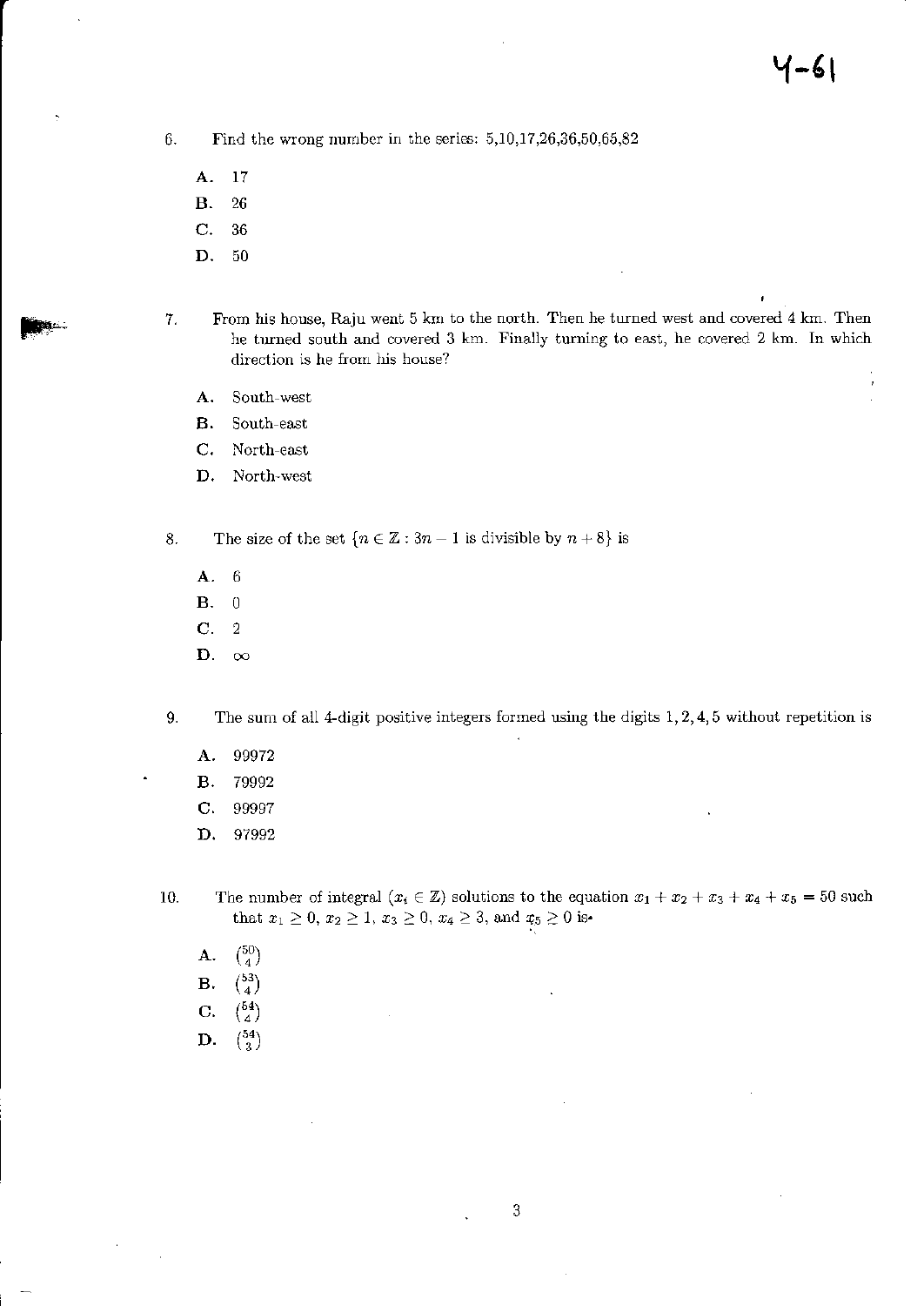6. Find the wrong number in the series: 5,10,17,26,36,50,65,82

   A. 17
   B. 26
   C. 36
   D. 50

7. From his house, Raju went 5 km to the north. Then he turned west and covered 4 km. Then he turned south and covered 3 km. Finally turning to east, he covered 2 km. In which direction is he from his house?

   A. South-west
   B. South-east
   C. North-east
   D. North-west

8. The size of the set $\{n \in \mathbb{Z} : 3n - 1 \text{ is divisible by } n + 8\}$ is

   A. 6
   B. 0
   C. 2
   D. $\infty$

9. The sum of all 4-digit positive integers formed using the digits $1, 2, 4, 5$ without repetition is

   A. 99972
   B. 79992
   C. 99997
   D. 97992

10. The number of integral ($x_i \in \mathbb{Z}$) solutions to the equation $x_1 + x_2 + x_3 + x_4 + x_5 = 50$ such that $x_1 \geq 0$, $x_2 \geq 1$, $x_3 \geq 0$, $x_4 \geq 3$, and $x_5 \geq 0$ is

    A. $\binom{50}{4}$
    B. $\binom{53}{4}$
    C. $\binom{54}{4}$
    D. $\binom{54}{3}$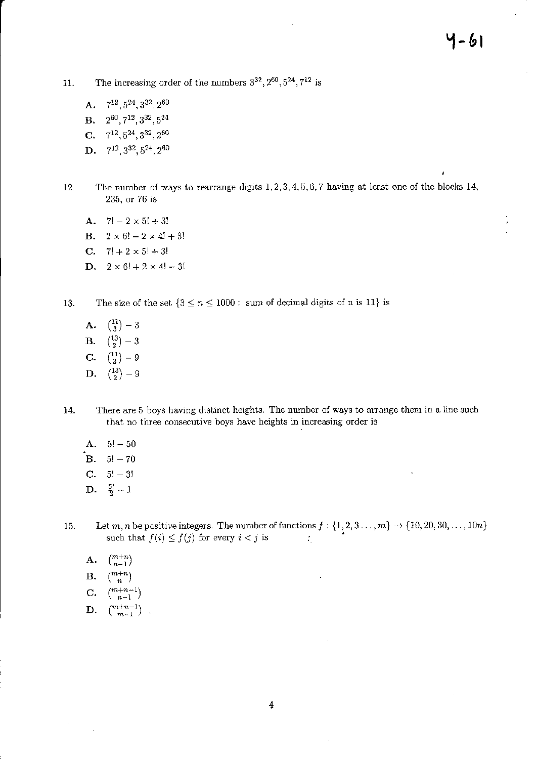4-61

11. The increasing order of the numbers $3^{32}, 2^{60}, 5^{24}, 7^{12}$ is

   **A.** $7^{12}, 5^{24}, 3^{32}, 2^{60}$

   **B.** $2^{60}, 7^{12}, 3^{32}, 5^{24}$

   **C.** $7^{12}, 5^{24}, 3^{32}, 2^{60}$

   **D.** $7^{12}, 3^{32}, 5^{24}, 2^{60}$

12. The number of ways to rearrange digits $1, 2, 3, 4, 5, 6, 7$ having at least one of the blocks 14, 235, or 76 is

   **A.** $7! - 2 \times 5! + 3!$

   **B.** $2 \times 6! - 2 \times 4! + 3!$

   **C.** $7! + 2 \times 5! + 3!$

   **D.** $2 \times 6! + 2 \times 4! - 3!$

13. The size of the set $\{3 \leq n \leq 1000 : \text{ sum of decimal digits of n is } 11\}$ is

   **A.** $\binom{11}{3} - 3$

   **B.** $\binom{13}{2} - 3$

   **C.** $\binom{11}{3} - 9$

   **D.** $\binom{13}{2} - 9$

14. There are 5 boys having distinct heights. The number of ways to arrange them in a line such that no three consecutive boys have heights in increasing order is

   **A.** $5! - 50$

   **B.** $5! - 70$

   **C.** $5! - 3!$

   **D.** $\frac{5!}{2} - 1$

15. Let $m, n$ be positive integers. The number of functions $f : \{1, 2, 3 \ldots, m\} \rightarrow \{10, 20, 30, \ldots, 10n\}$ such that $f(i) \leq f(j)$ for every $i < j$ is

   **A.** $\binom{m+n}{n-1}$

   **B.** $\binom{m+n}{n}$

   **C.** $\binom{m+n-1}{n-1}$

   **D.** $\binom{m+n-1}{m-1}$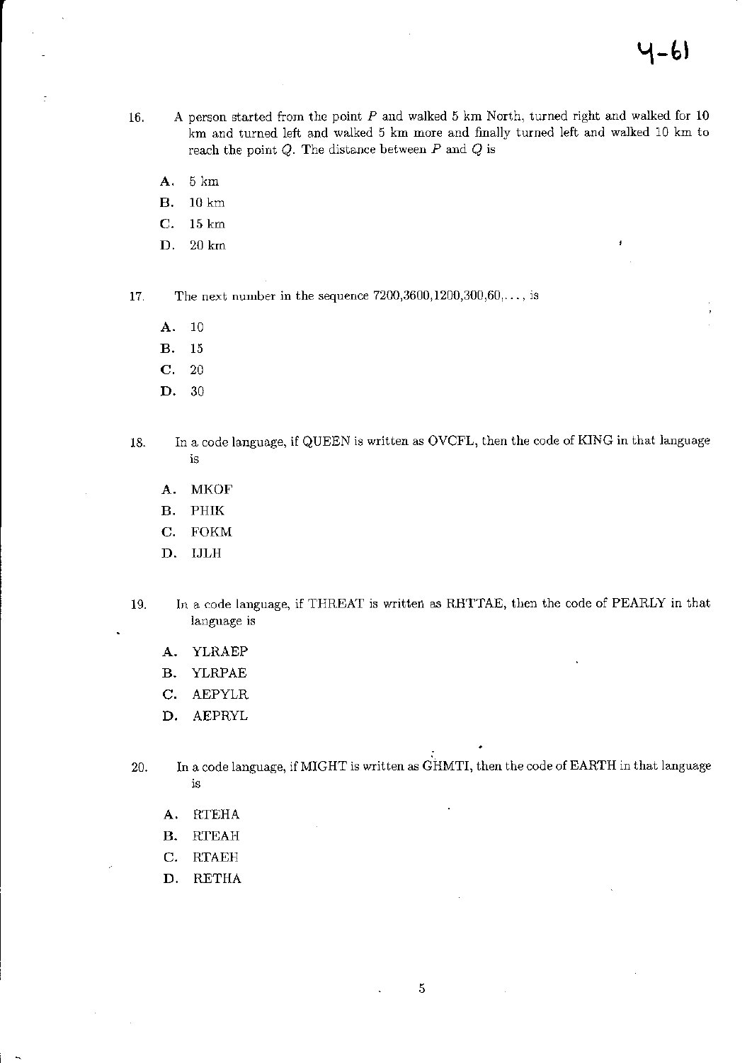4-61

16. A person started from the point $P$ and walked 5 km North, turned right and walked for 10 km and turned left and walked 5 km more and finally turned left and walked 10 km to reach the point $Q$. The distance between $P$ and $Q$ is

    **A.** 5 km
    **B.** 10 km
    **C.** 15 km
    **D.** 20 km

17. The next number in the sequence 7200,3600,1200,300,60,..., is

    **A.** 10
    **B.** 15
    **C.** 20
    **D.** 30

18. In a code language, if QUEEN is written as OVCFL, then the code of KING in that language is

    **A.** MKOF
    **B.** PHIK
    **C.** FOKM
    **D.** IJLH

19. In a code language, if THREAT is written as RHTTAE, then the code of PEARLY in that language is

    **A.** YLRAEP
    **B.** YLRPAE
    **C.** AEPYLR
    **D.** AEPRYL

20. In a code language, if MIGHT is written as GHMTI, then the code of EARTH in that language is

    **A.** RTEHA
    **B.** RTEAH
    **C.** RTAEH
    **D.** RETHA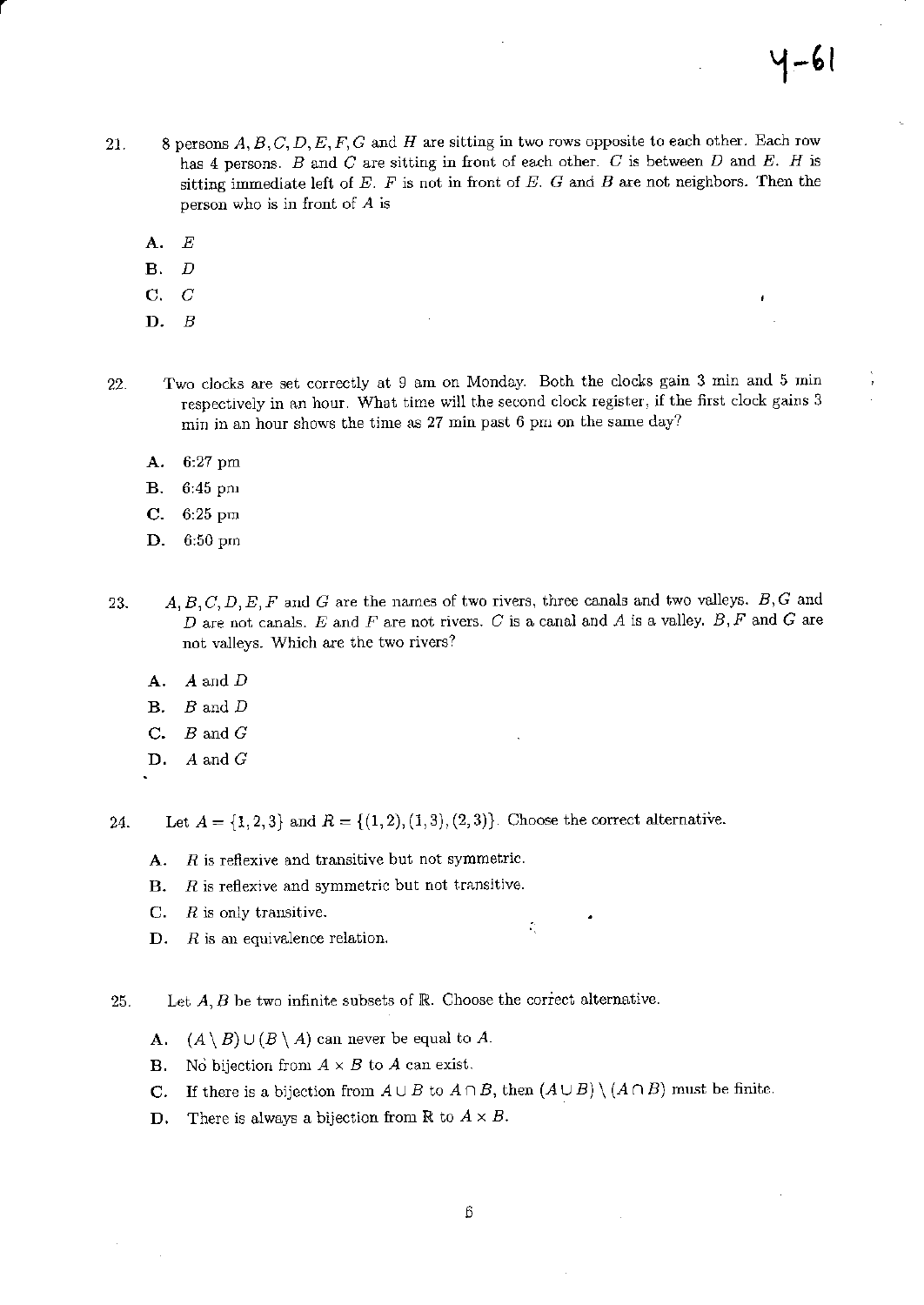21. 8 persons $A, B, C, D, E, F, G$ and $H$ are sitting in two rows opposite to each other. Each row has 4 persons. $B$ and $C$ are sitting in front of each other. $C$ is between $D$ and $E$. $H$ is sitting immediate left of $E$. $F$ is not in front of $E$. $G$ and $B$ are not neighbors. Then the person who is in front of $A$ is

   **A.** $E$

   **B.** $D$

   **C.** $C$

   **D.** $B$

22. Two clocks are set correctly at 9 am on Monday. Both the clocks gain 3 min and 5 min respectively in an hour. What time will the second clock register, if the first clock gains 3 min in an hour shows the time as 27 min past 6 pm on the same day?

   **A.** 6:27 pm

   **B.** 6:45 pm

   **C.** 6:25 pm

   **D.** 6:50 pm

23. $A, B, C, D, E, F$ and $G$ are the names of two rivers, three canals and two valleys. $B, G$ and $D$ are not canals. $E$ and $F$ are not rivers. $C$ is a canal and $A$ is a valley. $B, F$ and $G$ are not valleys. Which are the two rivers?

   **A.** $A$ and $D$

   **B.** $B$ and $D$

   **C.** $B$ and $G$

   **D.** $A$ and $G$

24. Let $A = \{1, 2, 3\}$ and $R = \{(1, 2), (1, 3), (2, 3)\}$. Choose the correct alternative.

   **A.** $R$ is reflexive and transitive but not symmetric.

   **B.** $R$ is reflexive and symmetric but not transitive.

   **C.** $R$ is only transitive.

   **D.** $R$ is an equivalence relation.

25. Let $A, B$ be two infinite subsets of $\mathbb{R}$. Choose the correct alternative.

   **A.** $(A \setminus B) \cup (B \setminus A)$ can never be equal to $A$.

   **B.** No bijection from $A \times B$ to $A$ can exist.

   **C.** If there is a bijection from $A \cup B$ to $A \cap B$, then $(A \cup B) \setminus (A \cap B)$ must be finite.

   **D.** There is always a bijection from $\mathbb{R}$ to $A \times B$.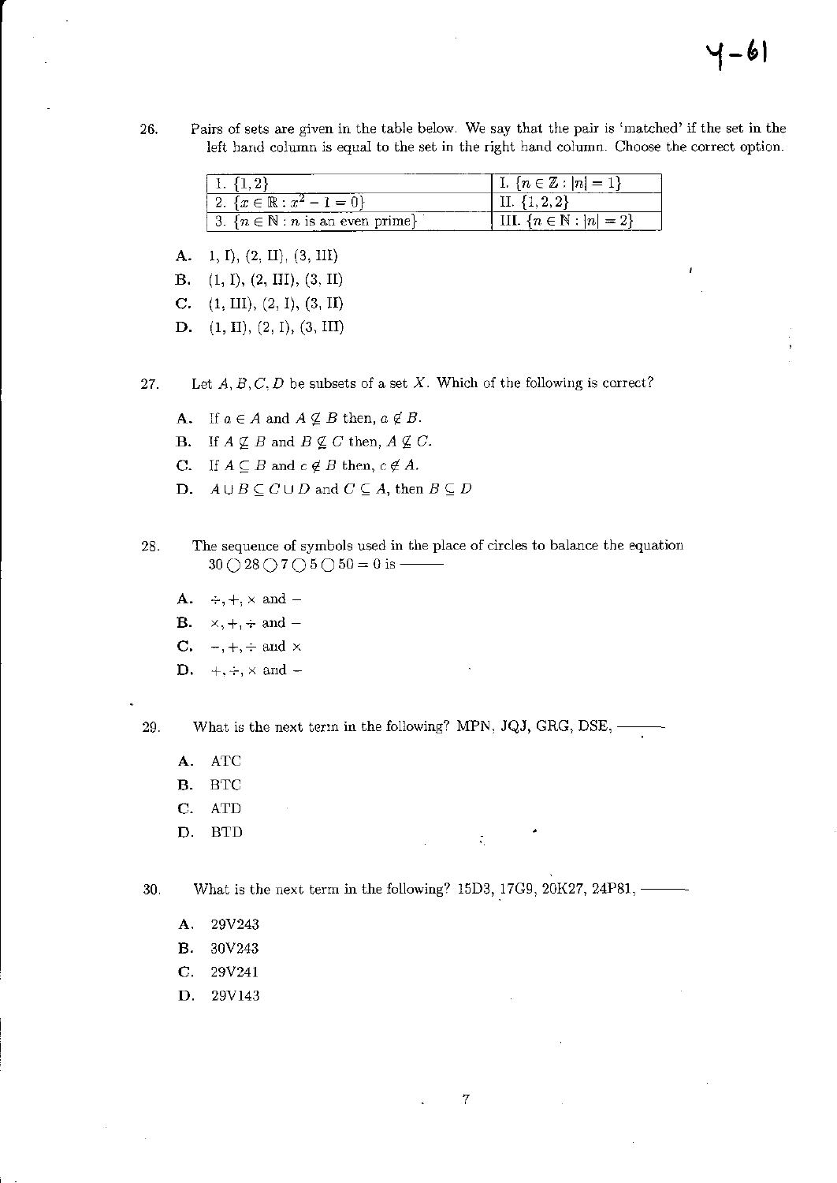Y-61

26. Pairs of sets are given in the table below. We say that the pair is 'matched' if the set in the left hand column is equal to the set in the right hand column. Choose the correct option.

| | |
|---|---|
| 1. $\{1, 2\}$ | I. $\{n \in \mathbb{Z} : \|n\| = 1\}$ |
| 2. $\{x \in \mathbb{R} : x^2 - 1 = 0\}$ | II. $\{1, 2, 2\}$ |
| 3. $\{n \in \mathbb{N} : n \text{ is an even prime}\}$ | III. $\{n \in \mathbb{N} : \|n\| = 2\}$ |

A. 1, I), (2, II), (3, III)

B. (1, I), (2, III), (3, II)

C. (1, III), (2, I), (3, II)

D. (1, II), (2, I), (3, III)

27. Let $A, B, C, D$ be subsets of a set $X$. Which of the following is correct?

A. If $a \in A$ and $A \not\subseteq B$ then, $a \notin B$.

B. If $A \not\subseteq B$ and $B \not\subseteq C$ then, $A \not\subseteq C$.

C. If $A \subseteq B$ and $c \notin B$ then, $c \notin A$.

D. $A \cup B \subseteq C \cup D$ and $C \subseteq A$, then $B \subseteq D$

28. The sequence of symbols used in the place of circles to balance the equation $30 \bigcirc 28 \bigcirc 7 \bigcirc 5 \bigcirc 50 = 0$ is ———

A. $\div, +, \times$ and $-$

B. $\times, +, \div$ and $-$

C. $-, +, \div$ and $\times$

D. $+, \div, \times$ and $-$

29. What is the next term in the following? MPN, JQJ, GRG, DSE, ———

A. ATC

B. BTC

C. ATD

D. BTD

30. What is the next term in the following? 15D3, 17G9, 20K27, 24P81, ———

A. 29V243

B. 30V243

C. 29V241

D. 29V143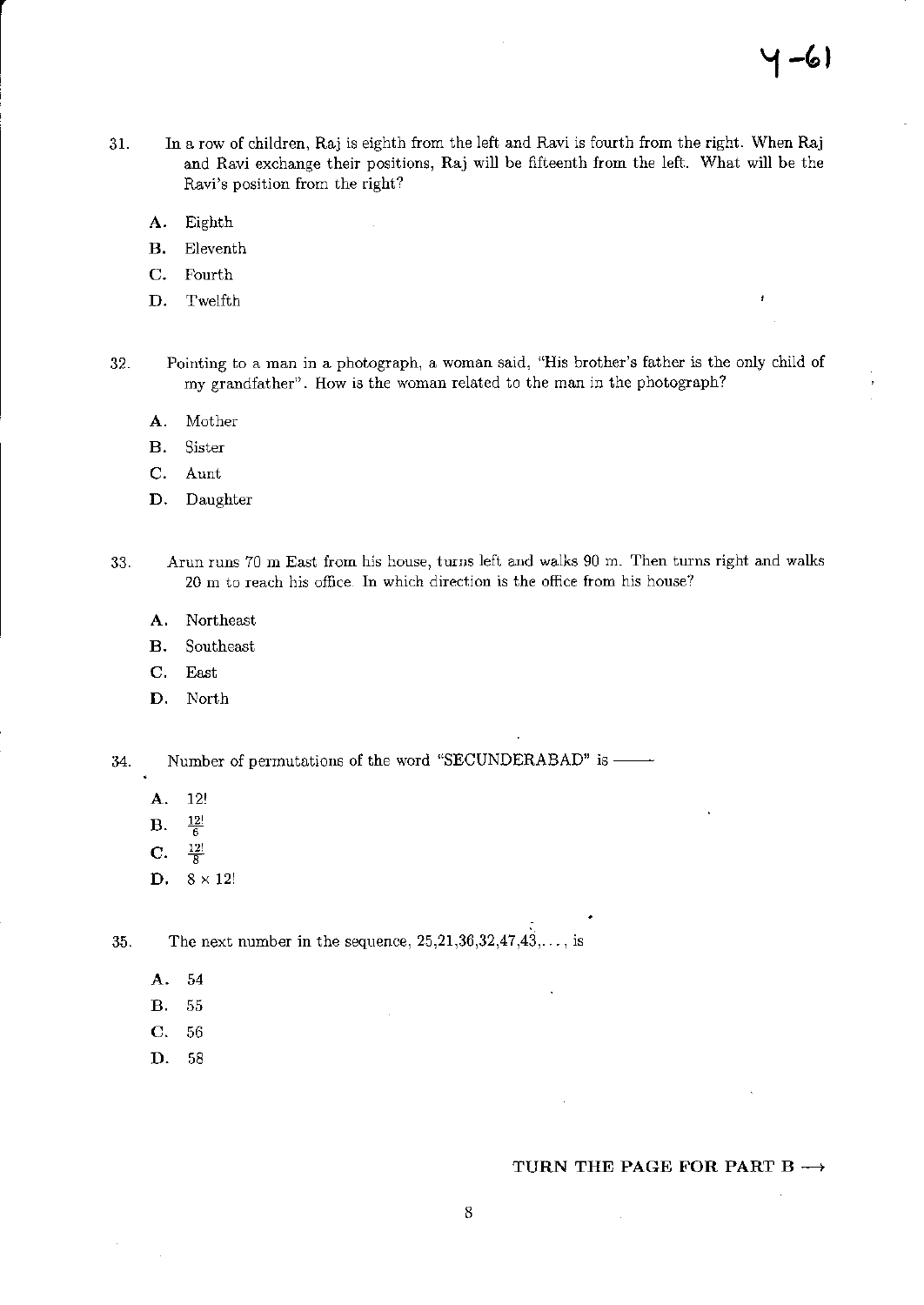Y-61

31. In a row of children, Raj is eighth from the left and Ravi is fourth from the right. When Raj and Ravi exchange their positions, Raj will be fifteenth from the left. What will be the Ravi's position from the right?

   **A.** Eighth

   **B.** Eleventh

   **C.** Fourth

   **D.** Twelfth

32. Pointing to a man in a photograph, a woman said, "His brother's father is the only child of my grandfather". How is the woman related to the man in the photograph?

   **A.** Mother

   **B.** Sister

   **C.** Aunt

   **D.** Daughter

33. Arun runs 70 m East from his house, turns left and walks 90 m. Then turns right and walks 20 m to reach his office. In which direction is the office from his house?

   **A.** Northeast

   **B.** Southeast

   **C.** East

   **D.** North

34. Number of permutations of the word "SECUNDERABAD" is ——

   **A.** $12!$

   **B.** $\frac{12!}{6}$

   **C.** $\frac{12!}{8}$

   **D.** $8 \times 12!$

35. The next number in the sequence, 25,21,36,32,47,43,..., is

   **A.** 54

   **B.** 55

   **C.** 56

   **D.** 58

**TURN THE PAGE FOR PART B ⟶**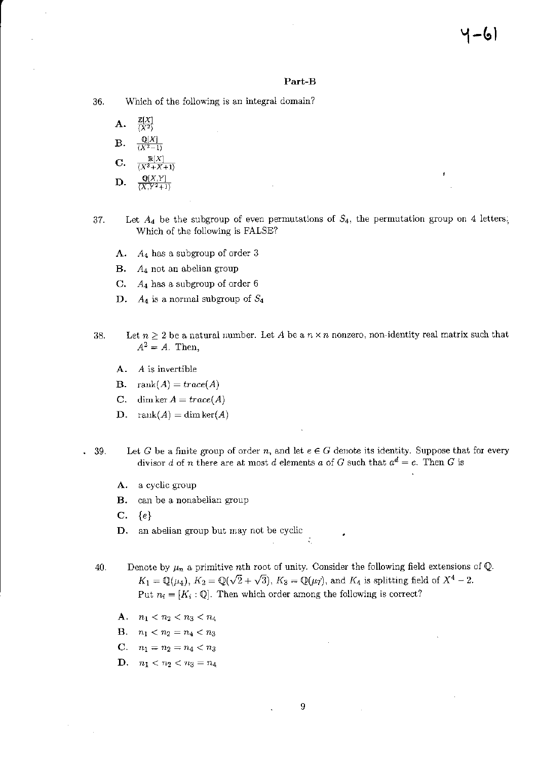## Part-B

36. Which of the following is an integral domain?

   **A.** $\frac{\mathbb{Z}[X]}{(X^2)}$

   **B.** $\frac{\mathbb{Q}[X]}{(X^2-1)}$

   **C.** $\frac{\mathbb{R}[X]}{(X^3+X+1)}$

   **D.** $\frac{\mathbb{Q}[X,Y]}{(X,Y^2+1)}$

37. Let $A_4$ be the subgroup of even permutations of $S_4$, the permutation group on 4 letters. Which of the following is FALSE?

   **A.** $A_4$ has a subgroup of order 3

   **B.** $A_4$ not an abelian group

   **C.** $A_4$ has a subgroup of order 6

   **D.** $A_4$ is a normal subgroup of $S_4$

38. Let $n \geq 2$ be a natural number. Let $A$ be a $n \times n$ nonzero, non-identity real matrix such that $A^2 = A$. Then,

   **A.** $A$ is invertible

   **B.** $\text{rank}(A) = trace(A)$

   **C.** $\dim \ker A = trace(A)$

   **D.** $\text{rank}(A) = \dim \ker(A)$

39. Let $G$ be a finite group of order $n$, and let $e \in G$ denote its identity. Suppose that for every divisor $d$ of $n$ there are at most $d$ elements $a$ of $G$ such that $a^d = e$. Then $G$ is

   **A.** a cyclic group

   **B.** can be a nonabelian group

   **C.** $\{e\}$

   **D.** an abelian group but may not be cyclic

40. Denote by $\mu_n$ a primitive $n$th root of unity. Consider the following field extensions of $\mathbb{Q}$. $K_1 = \mathbb{Q}(\mu_4)$, $K_2 = \mathbb{Q}(\sqrt{2} + \sqrt{3})$, $K_3 = \mathbb{Q}(\mu_7)$, and $K_4$ is splitting field of $X^4 - 2$. Put $n_i = [K_i : \mathbb{Q}]$. Then which order among the following is correct?

   **A.** $n_1 < n_2 < n_3 < n_4$

   **B.** $n_1 < n_2 = n_4 < n_3$

   **C.** $n_1 = n_2 = n_4 < n_3$

   **D.** $n_1 < n_2 < n_3 = n_4$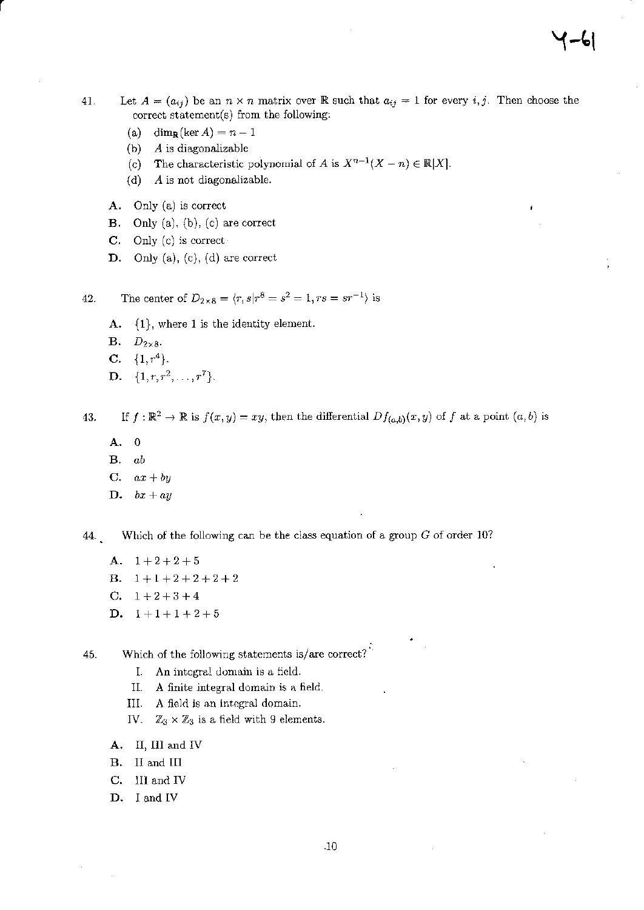41. Let $A = (a_{ij})$ be an $n \times n$ matrix over $\mathbb{R}$ such that $a_{ij} = 1$ for every $i, j$. Then choose the correct statement(s) from the following:

    (a) $\dim_{\mathbb{R}}(\ker A) = n - 1$

    (b) $A$ is diagonalizable

    (c) The characteristic polynomial of $A$ is $X^{n-1}(X - n) \in \mathbb{R}[X]$.

    (d) $A$ is not diagonalizable.

    **A.** Only (a) is correct

    **B.** Only (a), (b), (c) are correct

    **C.** Only (c) is correct

    **D.** Only (a), (c), (d) are correct

42. The center of $D_{2\times 8} = \langle r, s | r^8 = s^2 = 1, rs = sr^{-1} \rangle$ is

    **A.** $\{1\}$, where 1 is the identity element.

    **B.** $D_{2\times 8}$.

    **C.** $\{1, r^4\}$.

    **D.** $\{1, r, r^2, \ldots, r^7\}$.

43. If $f : \mathbb{R}^2 \to \mathbb{R}$ is $f(x, y) = xy$, then the differential $Df_{(a,b)}(x, y)$ of $f$ at a point $(a, b)$ is

    **A.** $0$

    **B.** $ab$

    **C.** $ax + by$

    **D.** $bx + ay$

44. Which of the following can be the class equation of a group $G$ of order 10?

    **A.** $1 + 2 + 2 + 5$

    **B.** $1 + 1 + 2 + 2 + 2 + 2$

    **C.** $1 + 2 + 3 + 4$

    **D.** $1 + 1 + 1 + 2 + 5$

45. Which of the following statements is/are correct?

    I. An integral domain is a field.

    II. A finite integral domain is a field.

    III. A field is an integral domain.

    IV. $\mathbb{Z}_3 \times \mathbb{Z}_3$ is a field with 9 elements.

    **A.** II, III and IV

    **B.** II and III

    **C.** III and IV

    **D.** I and IV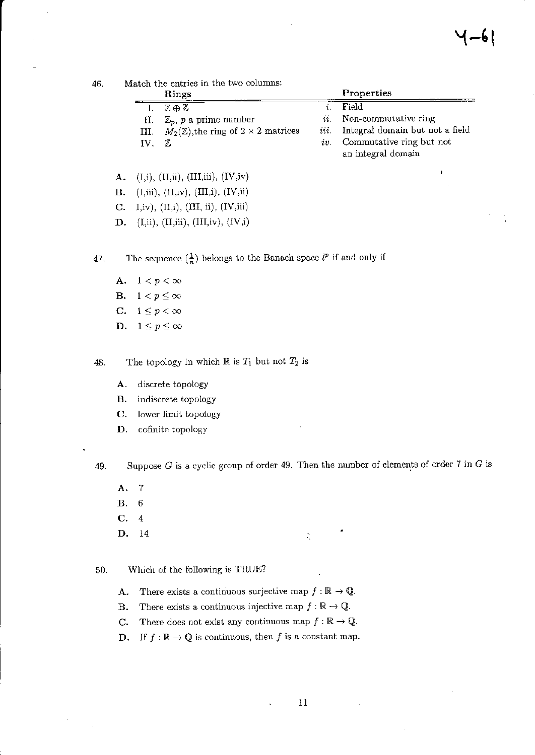Y-61

46. Match the entries in the two columns:

| | Rings | | Properties |
|---|---|---|---|
| I. | $\mathbb{Z} \oplus \mathbb{Z}$ | *i.* | Field |
| II. | $\mathbb{Z}_p$, $p$ a prime number | *ii.* | Non-commutative ring |
| III. | $M_2(\mathbb{Z})$,the ring of $2 \times 2$ matrices | *iii.* | Integral domain but not a field |
| IV. | $\mathbb{Z}$ | *iv.* | Commutative ring but not an integral domain |

**A.** (I,i), (II,ii), (III,iii), (IV,iv)

**B.** (I,iii), (II,iv), (III,i), (IV,ii)

**C.** I,iv), (II,i), (III, ii), (IV,iii)

**D.** (I,ii), (II,iii), (III,iv), (IV,i)

47. The sequence $\left(\frac{1}{n}\right)$ belongs to the Banach space $l^p$ if and only if

**A.** $1 < p < \infty$

**B.** $1 < p \leq \infty$

**C.** $1 \leq p < \infty$

**D.** $1 \leq p \leq \infty$

48. The topology in which $\mathbb{R}$ is $T_1$ but not $T_2$ is

**A.** discrete topology

**B.** indiscrete topology

**C.** lower limit topology

**D.** cofinite topology

49. Suppose $G$ is a cyclic group of order 49. Then the number of elements of order 7 in $G$ is

**A.** 7

**B.** 6

**C.** 4

**D.** 14

50. Which of the following is TRUE?

**A.** There exists a continuous surjective map $f : \mathbb{R} \to \mathbb{Q}$.

**B.** There exists a continuous injective map $f : \mathbb{R} \to \mathbb{Q}$.

**C.** There does not exist any continuous map $f : \mathbb{R} \to \mathbb{Q}$.

**D.** If $f : \mathbb{R} \to \mathbb{Q}$ is continuous, then $f$ is a constant map.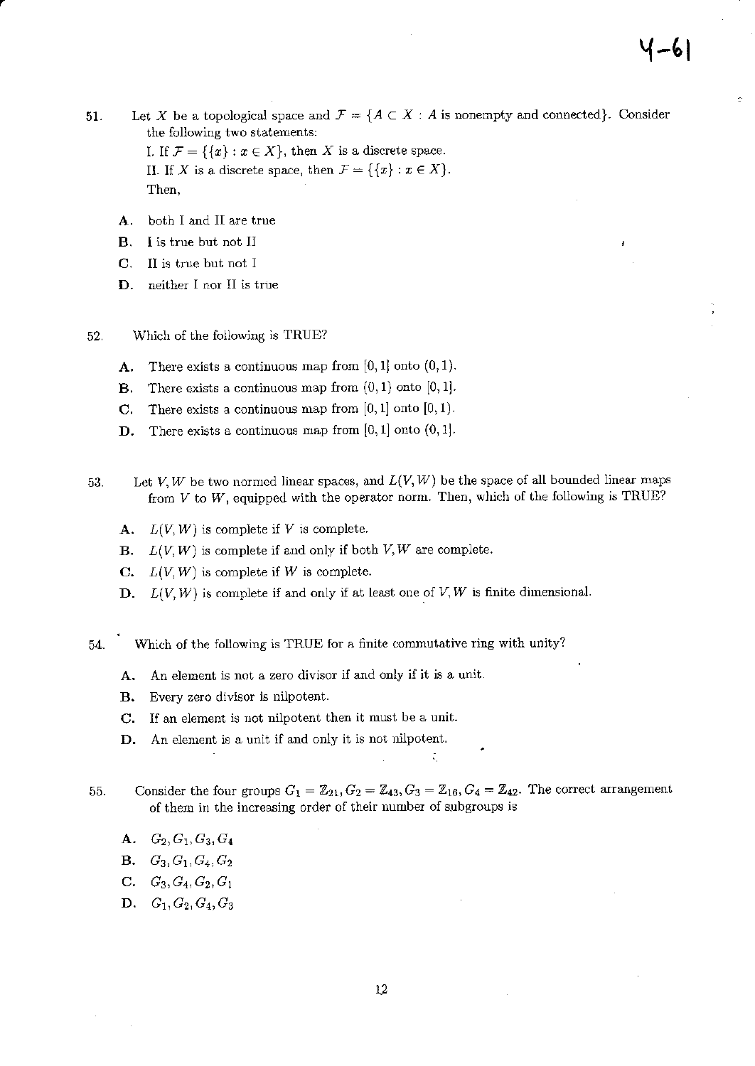51. Let $X$ be a topological space and $\mathcal{F} = \{A \subset X : A \text{ is nonempty and connected}\}$. Consider the following two statements:

 I. If $\mathcal{F} = \{\{x\} : x \in X\}$, then $X$ is a discrete space.

 II. If $X$ is a discrete space, then $\mathcal{F} = \{\{x\} : x \in X\}$.

 Then,

 A. both I and II are true

 B. I is true but not II

 C. II is true but not I

 D. neither I nor II is true

52. Which of the following is TRUE?

 A. There exists a continuous map from $[0,1]$ onto $(0,1)$.

 B. There exists a continuous map from $(0,1)$ onto $[0,1]$.

 C. There exists a continuous map from $[0,1]$ onto $[0,1)$.

 D. There exists a continuous map from $[0,1]$ onto $(0,1]$.

53. Let $V, W$ be two normed linear spaces, and $L(V, W)$ be the space of all bounded linear maps from $V$ to $W$, equipped with the operator norm. Then, which of the following is TRUE?

 A. $L(V, W)$ is complete if $V$ is complete.

 B. $L(V, W)$ is complete if and only if both $V, W$ are complete.

 C. $L(V, W)$ is complete if $W$ is complete.

 D. $L(V, W)$ is complete if and only if at least one of $V, W$ is finite dimensional.

54. Which of the following is TRUE for a finite commutative ring with unity?

 A. An element is not a zero divisor if and only if it is a unit.

 B. Every zero divisor is nilpotent.

 C. If an element is not nilpotent then it must be a unit.

 D. An element is a unit if and only it is not nilpotent.

55. Consider the four groups $G_1 = \mathbb{Z}_{21}, G_2 = \mathbb{Z}_{43}, G_3 = \mathbb{Z}_{16}, G_4 = \mathbb{Z}_{42}$. The correct arrangement of them in the increasing order of their number of subgroups is

 A. $G_2, G_1, G_3, G_4$

 B. $G_3, G_1, G_4, G_2$

 C. $G_3, G_4, G_2, G_1$

 D. $G_1, G_2, G_4, G_3$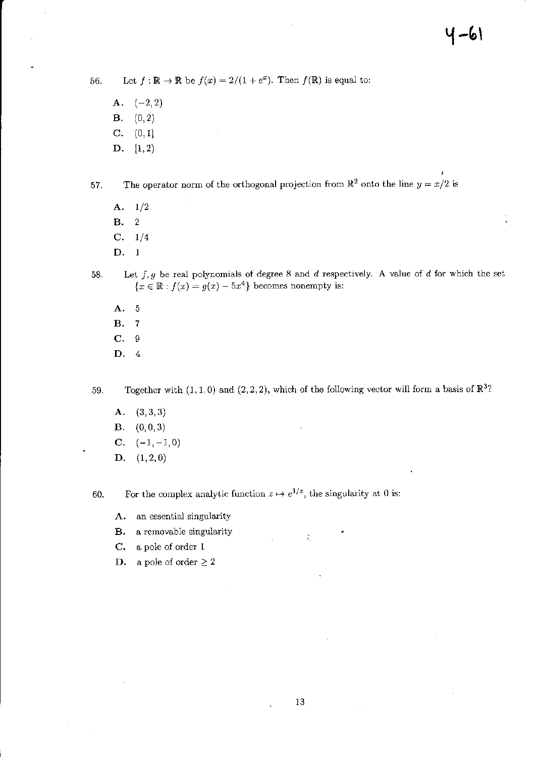4-61

56. Let $f : \mathbb{R} \to \mathbb{R}$ be $f(x) = 2/(1 + e^x)$. Then $f(\mathbb{R})$ is equal to:

 **A.** $(-2, 2)$
 **B.** $(0, 2)$
 **C.** $(0, 1]$
 **D.** $[1, 2)$

57. The operator norm of the orthogonal projection from $\mathbb{R}^2$ onto the line $y = x/2$ is

 **A.** $1/2$
 **B.** $2$
 **C.** $1/4$
 **D.** $1$

58. Let $f, g$ be real polynomials of degree 8 and $d$ respectively. A value of $d$ for which the set $\{x \in \mathbb{R} : f(x) = g(x) - 5x^4\}$ becomes nonempty is:

 **A.** 5
 **B.** 7
 **C.** 9
 **D.** 4

59. Together with $(1, 1, 0)$ and $(2, 2, 2)$, which of the following vector will form a basis of $\mathbb{R}^3$?

 **A.** $(3, 3, 3)$
 **B.** $(0, 0, 3)$
 **C.** $(-1, -1, 0)$
 **D.** $(1, 2, 0)$

60. For the complex analytic function $z \mapsto e^{1/z}$, the singularity at 0 is:

 **A.** an essential singularity
 **B.** a removable singularity
 **C.** a pole of order 1
 **D.** a pole of order $\geq 2$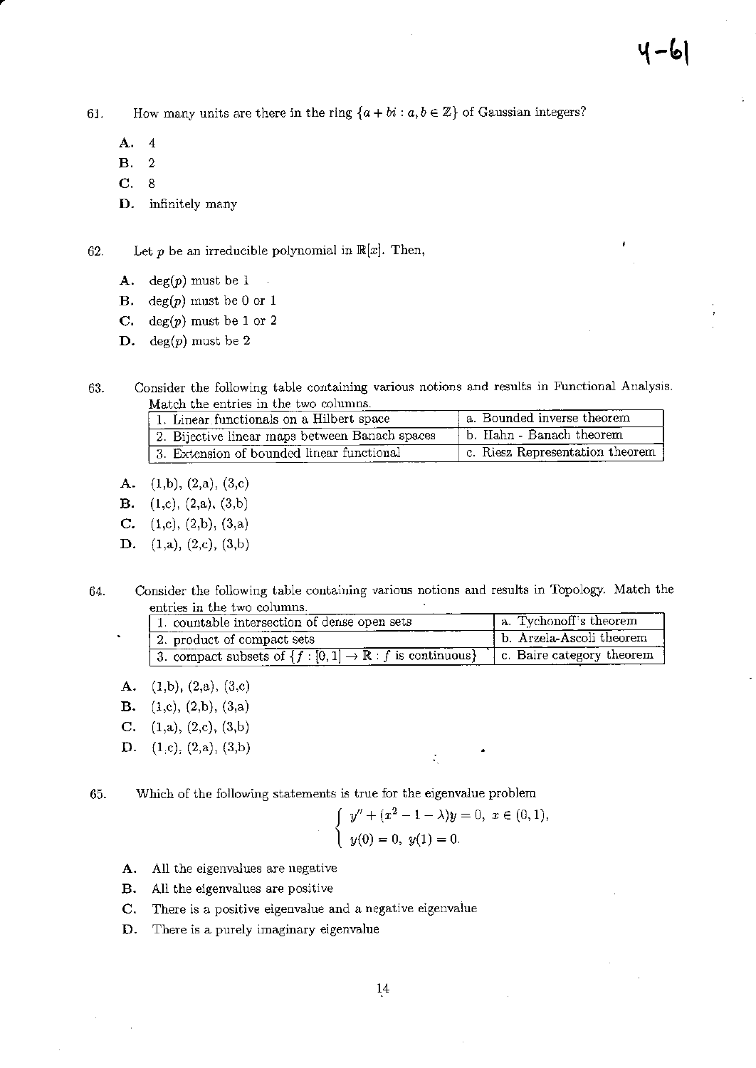61. How many units are there in the ring $\{a + bi : a, b \in \mathbb{Z}\}$ of Gaussian integers?

   **A.** 4
   **B.** 2
   **C.** 8
   **D.** infinitely many

62. Let $p$ be an irreducible polynomial in $\mathbb{R}[x]$. Then,

   **A.** $\deg(p)$ must be 1
   **B.** $\deg(p)$ must be 0 or 1
   **C.** $\deg(p)$ must be 1 or 2
   **D.** $\deg(p)$ must be 2

63. Consider the following table containing various notions and results in Functional Analysis. Match the entries in the two columns.

| | |
|---|---|
| 1. Linear functionals on a Hilbert space | a. Bounded inverse theorem |
| 2. Bijective linear maps between Banach spaces | b. Hahn - Banach theorem |
| 3. Extension of bounded linear functional | c. Riesz Representation theorem |

   **A.** (1,b), (2,a), (3,c)
   **B.** (1,c), (2,a), (3,b)
   **C.** (1,c), (2,b), (3,a)
   **D.** (1,a), (2,c), (3,b)

64. Consider the following table containing various notions and results in Topology. Match the entries in the two columns.

| | |
|---|---|
| 1. countable intersection of dense open sets | a. Tychonoff's theorem |
| 2. product of compact sets | b. Arzela-Ascoli theorem |
| 3. compact subsets of $\{f : [0,1] \to \mathbb{R} : f \text{ is continuous}\}$ | c. Baire category theorem |

   **A.** (1,b), (2,a), (3,c)
   **B.** (1,c), (2,b), (3,a)
   **C.** (1,a), (2,c), (3,b)
   **D.** (1,c), (2,a), (3,b)

65. Which of the following statements is true for the eigenvalue problem

$$\begin{cases} y'' + (x^2 - 1 - \lambda)y = 0, \ x \in (0,1), \\ y(0) = 0, \ y(1) = 0. \end{cases}$$

   **A.** All the eigenvalues are negative
   **B.** All the eigenvalues are positive
   **C.** There is a positive eigenvalue and a negative eigenvalue
   **D.** There is a purely imaginary eigenvalue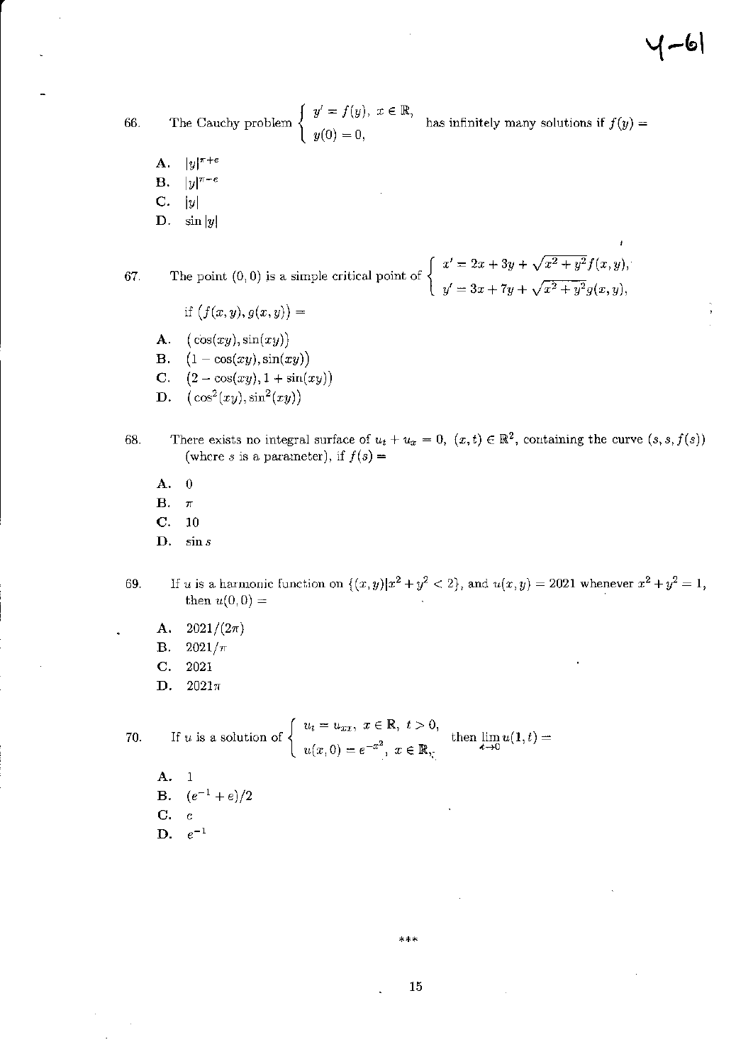Y-61

66. The Cauchy problem $\begin{cases} y' = f(y), \; x \in \mathbb{R}, \\ y(0) = 0, \end{cases}$ has infinitely many solutions if $f(y) =$

A. $|y|^{\pi+e}$

B. $|y|^{\pi-e}$

C. $|y|$

D. $\sin|y|$

67. The point $(0,0)$ is a simple critical point of $\begin{cases} x' = 2x + 3y + \sqrt{x^2+y^2}f(x,y), \\ y' = 3x + 7y + \sqrt{x^2+y^2}g(x,y), \end{cases}$

if $(f(x,y), g(x,y)) =$

A. $(\cos(xy), \sin(xy))$

B. $(1 - \cos(xy), \sin(xy))$

C. $(2 - \cos(xy), 1 + \sin(xy))$

D. $(\cos^2(xy), \sin^2(xy))$

68. There exists no integral surface of $u_t + u_x = 0$, $(x,t) \in \mathbb{R}^2$, containing the curve $(s, s, f(s))$ (where $s$ is a parameter), if $f(s) =$

A. $0$

B. $\pi$

C. $10$

D. $\sin s$

69. If $u$ is a harmonic function on $\{(x,y) | x^2 + y^2 < 2\}$, and $u(x,y) = 2021$ whenever $x^2 + y^2 = 1$, then $u(0,0) =$

A. $2021/(2\pi)$

B. $2021/\pi$

C. $2021$

D. $2021\pi$

70. If $u$ is a solution of $\begin{cases} u_t = u_{xx}, \; x \in \mathbb{R}, \; t > 0, \\ u(x,0) = e^{-x^2}, \; x \in \mathbb{R}, \end{cases}$ then $\lim\limits_{t \to 0} u(1,t) =$

A. $1$

B. $(e^{-1} + e)/2$

C. $e$

D. $e^{-1}$

***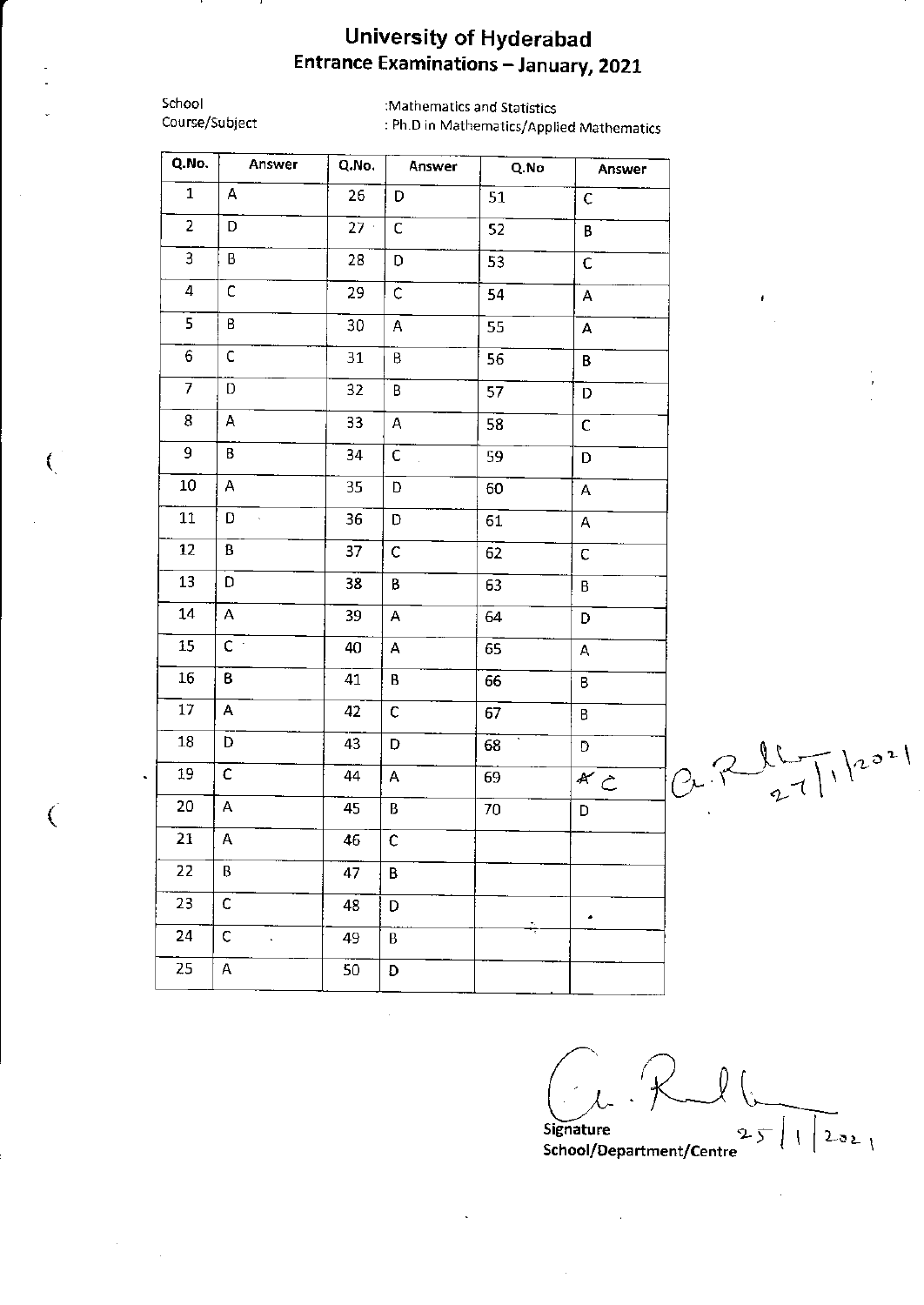# University of Hyderabad
## Entrance Examinations – January, 2021

School : Mathematics and Statistics
Course/Subject : Ph.D in Mathematics/Applied Mathematics

| Q.No. | Answer | Q.No. | Answer | Q.No | Answer |
|---|---|---|---|---|---|
| 1 | A | 26 | D | 51 | C |
| 2 | D | 27 | C | 52 | B |
| 3 | B | 28 | D | 53 | C |
| 4 | C | 29 | C | 54 | A |
| 5 | B | 30 | A | 55 | A |
| 6 | C | 31 | B | 56 | B |
| 7 | D | 32 | B | 57 | D |
| 8 | A | 33 | A | 58 | C |
| 9 | B | 34 | C | 59 | D |
| 10 | A | 35 | D | 60 | A |
| 11 | D | 36 | D | 61 | A |
| 12 | B | 37 | C | 62 | C |
| 13 | D | 38 | B | 63 | B |
| 14 | A | 39 | A | 64 | D |
| 15 | C | 40 | A | 65 | A |
| 16 | B | 41 | B | 66 | B |
| 17 | A | 42 | C | 67 | B |
| 18 | D | 43 | D | 68 | D |
| 19 | C | 44 | A | 69 | ~~A~~ C |
| 20 | A | 45 | B | 70 | D |
| 21 | A | 46 | C | | |
| 22 | B | 47 | B | | |
| 23 | C | 48 | D | | |
| 24 | C | 49 | B | | |
| 25 | A | 50 | D | | |

27/1/2021

Signature
School/Department/Centre
25/1/2021